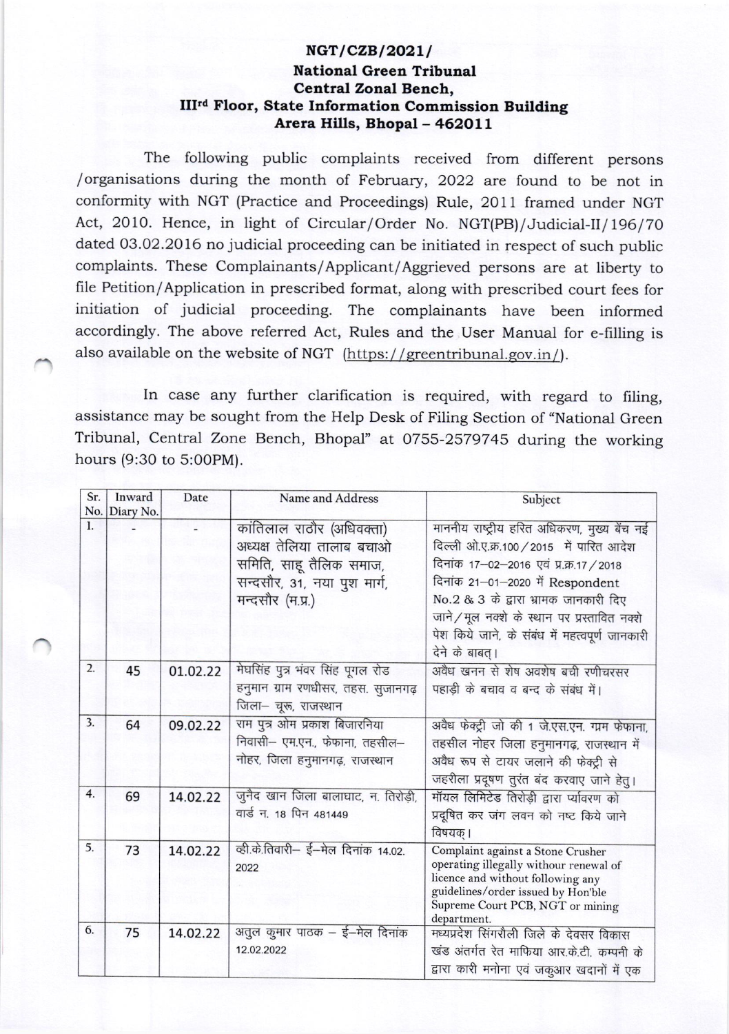# NGT/CZB/2021/

## National Green Tribunal
## Central Zonal Bench,
## IIIrd Floor, State Information Commission Building
## Arera Hills, Bhopal – 462011

The following public complaints received from different persons /organisations during the month of February, 2022 are found to be not in conformity with NGT (Practice and Proceedings) Rule, 2011 framed under NGT Act, 2010. Hence, in light of Circular/Order No. NGT(PB)/Judicial-II/196/70 dated 03.02.2016 no judicial proceeding can be initiated in respect of such public complaints. These Complainants/Applicant/Aggrieved persons are at liberty to file Petition/Application in prescribed format, along with prescribed court fees for initiation of judicial proceeding. The complainants have been informed accordingly. The above referred Act, Rules and the User Manual for e-filling is also available on the website of NGT (https://greentribunal.gov.in/).

In case any further clarification is required, with regard to filing, assistance may be sought from the Help Desk of Filing Section of "National Green Tribunal, Central Zone Bench, Bhopal" at 0755-2579745 during the working hours (9:30 to 5:00PM).

| Sr. No. | Inward Diary No. | Date | Name and Address | Subject |
|---|---|---|---|---|
| 1. | - | - | कांतिलाल राठौर (अधिवक्ता) अध्यक्ष तेलिया तालाब बचाओ समिति, साहू तैलिक समाज, मन्दसौर, 31, नया पुश मार्ग, मन्दसौर (म.प्र.) | माननीय राष्ट्रीय हरित अधिकरण, मुख्य बेंच नई दिल्ली ओ.ए.क्र.100/2015 में पारित आदेश दिनांक 17–02–2016 एवं प्र.क्र.17/2018 दिनांक 21–01–2020 में Respondent No.2 & 3 के द्वारा भ्रामक जानकारी दिए जाने/मूल नक्शे के स्थान पर प्रस्तावित नक्शे पेश किये जाने, के संबंध में महत्वपूर्ण जानकारी देने के बाबत्। |
| 2. | 45 | 01.02.22 | मेघसिंह पुत्र भंवर सिंह पूगल रोड हनुमान ग्राम रणधीसर, तहस. सुजानगढ़ जिला– चूरू, राजस्थान | अवैध खनन से शेष अवशेष बची रणीचरसर पहाड़ी के बचाव व बन्द के संबंध में। |
| 3. | 64 | 09.02.22 | राम पुत्र ओम प्रकाश बिजारनिया निवासी– एम.एन., फेफाना, तहसील– नोहर, जिला हनुमानगढ़, राजस्थान | अवैध फेक्ट्री जो की 1 जे.एस.एन. ग्रम फेफाना, तहसील नोहर जिला हनुमानगढ़, राजस्थान में अवैध रूप से टायर जलाने की फेक्ट्री से जहरीला प्रदूषण तुरंत बंद करवाए जाने हेतु। |
| 4. | 69 | 14.02.22 | जुनैद खान जिला बालाघाट, न. तिरोड़ी, वार्ड न. 18 पिन 481449 | मॉयल लिमिटेड तिरोड़ी द्वारा पर्यावरण को प्रदूषित कर जंग लवन को नष्ट किये जाने विषयक्। |
| 5. | 73 | 14.02.22 | व्ही.के.तिवारी– ई–मेल दिनांक 14.02. 2022 | Complaint against a Stone Crusher operating illegally withour renewal of licence and without following any guidelines/order issued by Hon'ble Supreme Court PCB, NGT or mining department. |
| 6. | 75 | 14.02.22 | अतुल कुमार पाठक – ई–मेल दिनांक 12.02.2022 | मध्यप्रदेश सिंगरौली जिले के देवसर विकास खंड अंतर्गत रेत माफिया आर.के.टी. कम्पनी के द्वारा कारी मनोना एवं जकुआर खदानों में एक |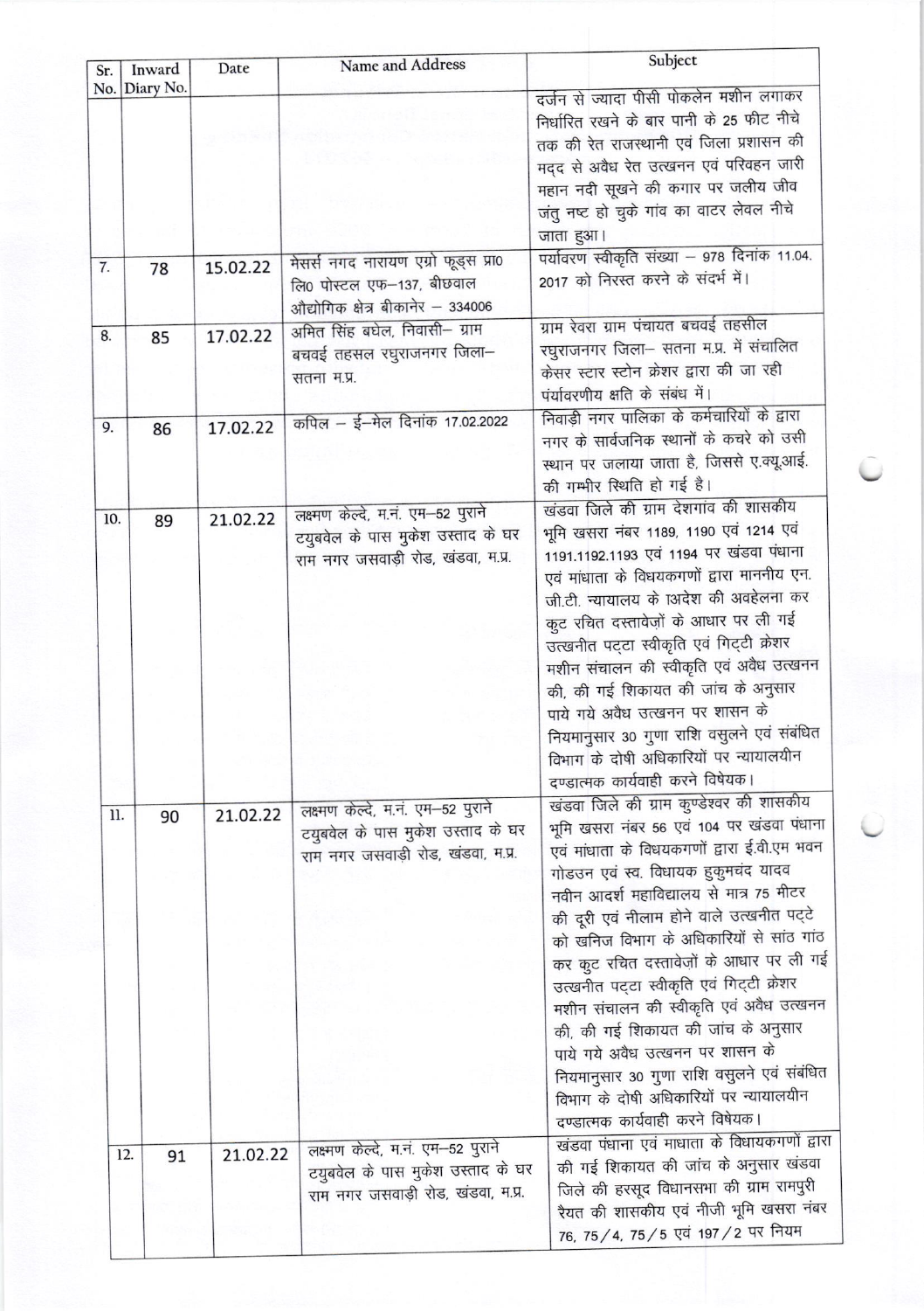| Sr. No. | Inward Diary No. | Date | Name and Address | Subject |
|---|---|---|---|---|
| | | | | दर्जन से ज्यादा पीसी पोकलेन मशीन लगाकर निर्धारित रखने के बार पानी के 25 फीट नीचे तक की रेत राजस्थानी एवं जिला प्रशासन की मदद से अवैध रेत उत्खनन एवं परिवहन जारी महान नदी सूखने की कगार पर जलीय जीव जंतु नष्ट हो चुके गांव का वाटर लेवल नीचे जाता हुआ। |
| 7. | 78 | 15.02.22 | मेसर्स नगद नारायण एग्रो फूड्स प्रा0 लि0 पोस्टल एफ–137, बीछवाल औद्योगिक क्षेत्र बीकानेर – 334006 | पर्यावरण स्वीकृति संख्या – 978 दिनांक 11.04.2017 को निरस्त करने के संदर्भ में। |
| 8. | 85 | 17.02.22 | अमित सिंह बघेल, निवासी– ग्राम बचवई तहसल रघुराजनगर जिला– सतना म.प्र. | ग्राम रेवरा ग्राम पंचायत बचवई तहसील रघुराजनगर जिला– सतना म.प्र. में संचालित केसर स्टार स्टोन क्रेशर द्वारा की जा रही पर्यावरणीय क्षति के संबंध में। |
| 9. | 86 | 17.02.22 | कपिल – ई–मेल दिनांक 17.02.2022 | निवाड़ी नगर पालिका के कर्मचारियों के द्वारा नगर के सार्वजनिक स्थानों के कचरे को उसी स्थान पर जलाया जाता है, जिससे ए.क्यू.आई. की गम्भीर स्थिति हो गई है। |
| 10. | 89 | 21.02.22 | लक्ष्मण केल्दे, म.नं. एम–52 पुराने टयुबवेल के पास मुकेश उस्ताद के घर राम नगर जसवाड़ी रोड, खंडवा, म.प्र. | खंडवा जिले की ग्राम देशगांव की शासकीय भूमि खसरा नंबर 1189, 1190 एवं 1214 एवं 1191.1192.1193 एवं 1194 पर खंडवा पंधाना एवं मांधाता के विधयकगणों द्वारा माननीय एन.जी.टी. न्यायालय के आदेश की अवहेलना कर कुट रचित दस्तावेज़ों के आधार पर ली गई उत्खनीत पट्टा स्वीकृति एवं गिट्टी क्रेशर मशीन संचालन की स्वीकृति एवं अवैध उत्खनन की, की गई शिकायत की जांच के अनुसार पाये गये अवैध उत्खनन पर शासन के नियमानुसार 30 गुणा राशि वसुलने एवं संबंधित विभाग के दोषी अधिकारियों पर न्यायालयीन दण्डात्मक कार्यवाही करने विषयक। |
| 11. | 90 | 21.02.22 | लक्ष्मण केल्दे, म.नं. एम–52 पुराने टयुबवेल के पास मुकेश उस्ताद के घर राम नगर जसवाड़ी रोड, खंडवा, म.प्र. | खंडवा जिले की ग्राम कुण्डेश्वर की शासकीय भूमि खसरा नंबर 56 एवं 104 पर खंडवा पंधाना एवं मांधाता के विधयकगणों द्वारा ई.वी.एम भवन गोडउन एवं स्व. विधायक हुकुमचंद यादव नवीन आदर्श महाविद्यालय से मात्र 75 मीटर की दूरी एवं नीलाम होने वाले उत्खनीत पट्टे को खनिज विभाग के अधिकारियों से सांठ गांठ कर कुट रचित दस्तावेज़ों के आधार पर ली गई उत्खनीत पट्टा स्वीकृति एवं गिट्टी क्रेशर मशीन संचालन की स्वीकृति एवं अवैध उत्खनन की, की गई शिकायत की जांच के अनुसार पाये गये अवैध उत्खनन पर शासन के नियमानुसार 30 गुणा राशि वसुलने एवं संबंधित विभाग के दोषी अधिकारियों पर न्यायालयीन दण्डात्मक कार्यवाही करने विषयक। |
| 12. | 91 | 21.02.22 | लक्ष्मण केल्दे, म.नं. एम–52 पुराने टयुबवेल के पास मुकेश उस्ताद के घर राम नगर जसवाड़ी रोड, खंडवा, म.प्र. | खंडवा पंधाना एवं माधाता के विधायकगणों द्वारा की गई शिकायत की जांच के अनुसार खंडवा जिले की हरसूद विधानसभा की ग्राम रामपुरी रैयत की शासकीय एवं निजी भूमि खसरा नंबर 76, 75/4, 75/5 एवं 197/2 पर नियम |